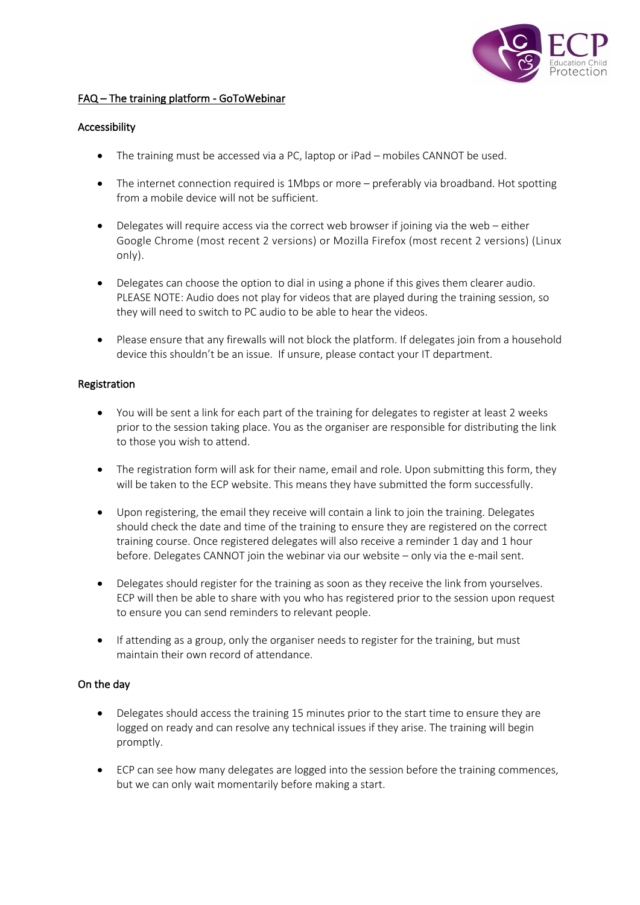## FAQ – The training platform - GoToWebinar

### Accessibility

- The training must be accessed via a PC, laptop or iPad – mobiles CANNOT be used.
- The internet connection required is 1Mbps or more – preferably via broadband. Hot spotting from a mobile device will not be sufficient.
- Delegates will require access via the correct web browser if joining via the web – either Google Chrome (most recent 2 versions) or Mozilla Firefox (most recent 2 versions) (Linux only).
- Delegates can choose the option to dial in using a phone if this gives them clearer audio. PLEASE NOTE: Audio does not play for videos that are played during the training session, so they will need to switch to PC audio to be able to hear the videos.
- Please ensure that any firewalls will not block the platform. If delegates join from a household device this shouldn't be an issue. If unsure, please contact your IT department.

### Registration

- You will be sent a link for each part of the training for delegates to register at least 2 weeks prior to the session taking place. You as the organiser are responsible for distributing the link to those you wish to attend.
- The registration form will ask for their name, email and role. Upon submitting this form, they will be taken to the ECP website. This means they have submitted the form successfully.
- Upon registering, the email they receive will contain a link to join the training. Delegates should check the date and time of the training to ensure they are registered on the correct training course. Once registered delegates will also receive a reminder 1 day and 1 hour before. Delegates CANNOT join the webinar via our website – only via the e-mail sent.
- Delegates should register for the training as soon as they receive the link from yourselves. ECP will then be able to share with you who has registered prior to the session upon request to ensure you can send reminders to relevant people.
- If attending as a group, only the organiser needs to register for the training, but must maintain their own record of attendance.

### On the day

- Delegates should access the training 15 minutes prior to the start time to ensure they are logged on ready and can resolve any technical issues if they arise. The training will begin promptly.
- ECP can see how many delegates are logged into the session before the training commences, but we can only wait momentarily before making a start.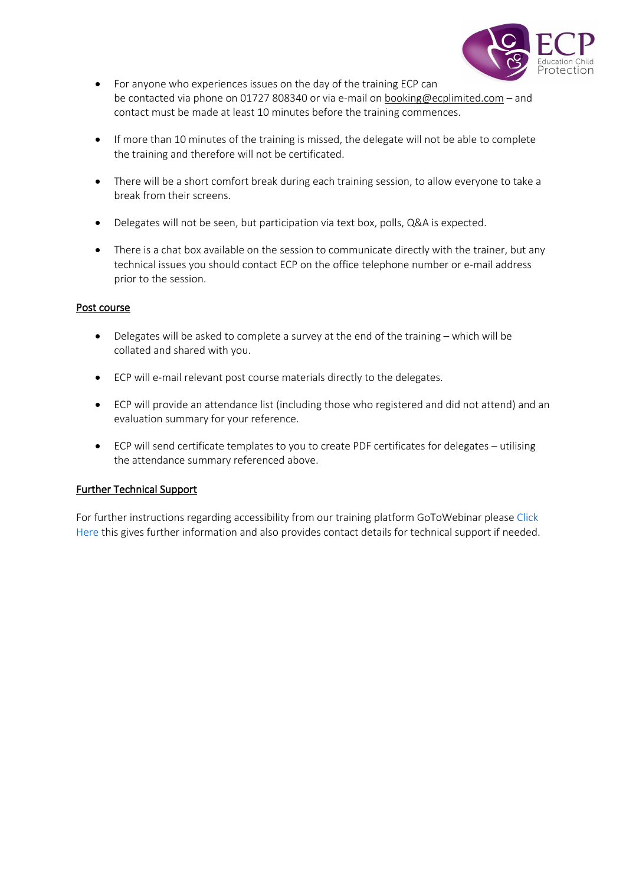- For anyone who experiences issues on the day of the training ECP can be contacted via phone on 01727 808340 or via e-mail on booking@ecplimited.com – and contact must be made at least 10 minutes before the training commences.

- If more than 10 minutes of the training is missed, the delegate will not be able to complete the training and therefore will not be certificated.

- There will be a short comfort break during each training session, to allow everyone to take a break from their screens.

- Delegates will not be seen, but participation via text box, polls, Q&A is expected.

- There is a chat box available on the session to communicate directly with the trainer, but any technical issues you should contact ECP on the office telephone number or e-mail address prior to the session.

**Post course**

- Delegates will be asked to complete a survey at the end of the training – which will be collated and shared with you.

- ECP will e-mail relevant post course materials directly to the delegates.

- ECP will provide an attendance list (including those who registered and did not attend) and an evaluation summary for your reference.

- ECP will send certificate templates to you to create PDF certificates for delegates – utilising the attendance summary referenced above.

**Further Technical Support**

For further instructions regarding accessibility from our training platform GoToWebinar please Click Here this gives further information and also provides contact details for technical support if needed.